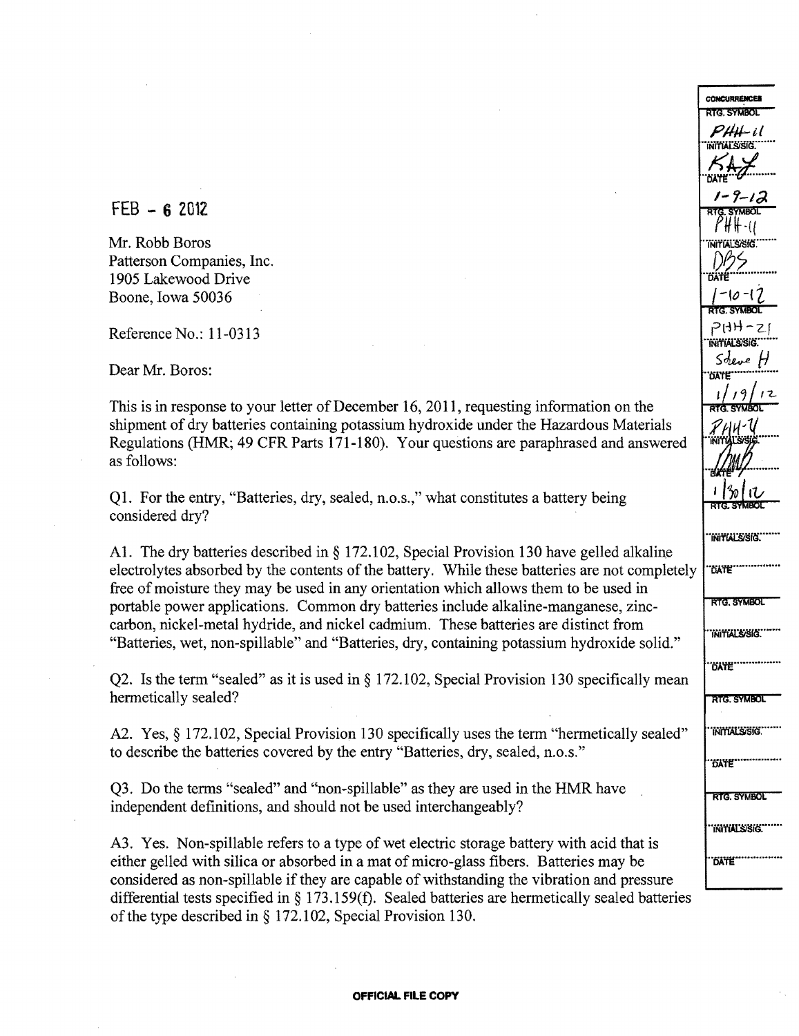FEB - 6 2012

Mr. Robb Boros
Patterson Companies, Inc.
1905 Lakewood Drive
Boone, Iowa 50036

Reference No.: 11-0313

Dear Mr. Boros:

This is in response to your letter of December 16, 2011, requesting information on the shipment of dry batteries containing potassium hydroxide under the Hazardous Materials Regulations (HMR; 49 CFR Parts 171-180). Your questions are paraphrased and answered as follows:

Q1. For the entry, "Batteries, dry, sealed, n.o.s.," what constitutes a battery being considered dry?

A1. The dry batteries described in § 172.102, Special Provision 130 have gelled alkaline electrolytes absorbed by the contents of the battery. While these batteries are not completely free of moisture they may be used in any orientation which allows them to be used in portable power applications. Common dry batteries include alkaline-manganese, zinc-carbon, nickel-metal hydride, and nickel cadmium. These batteries are distinct from "Batteries, wet, non-spillable" and "Batteries, dry, containing potassium hydroxide solid."

Q2. Is the term "sealed" as it is used in § 172.102, Special Provision 130 specifically mean hermetically sealed?

A2. Yes, § 172.102, Special Provision 130 specifically uses the term "hermetically sealed" to describe the batteries covered by the entry "Batteries, dry, sealed, n.o.s."

Q3. Do the terms "sealed" and "non-spillable" as they are used in the HMR have independent definitions, and should not be used interchangeably?

A3. Yes. Non-spillable refers to a type of wet electric storage battery with acid that is either gelled with silica or absorbed in a mat of micro-glass fibers. Batteries may be considered as non-spillable if they are capable of withstanding the vibration and pressure differential tests specified in § 173.159(f). Sealed batteries are hermetically sealed batteries of the type described in § 172.102, Special Provision 130.

| CONCURRENCES | |
|---|---|
| RTG. SYMBOL | PHH-11 |
| INITIALS/SIG. | KAJ |
| DATE | 1-9-12 |
| RTG. SYMBOL | PHH-11 |
| INITIALS/SIG. | DBS |
| DATE | 1-10-12 |
| RTG. SYMBOL | PHH-21 |
| INITIALS/SIG. | Steve H |
| DATE | 1/19/12 |
| RTG. SYMBOL | PHH-4 |
| INITIALS/SIG. | |
| DATE | 1/30/12 |
| RTG. SYMBOL | |
| INITIALS/SIG. | |
| DATE | |
| RTG. SYMBOL | |
| INITIALS/SIG. | |
| DATE | |
| RTG. SYMBOL | |
| INITIALS/SIG. | |
| DATE | |
| RTG. SYMBOL | |
| INITIALS/SIG. | |
| DATE | |

OFFICIAL FILE COPY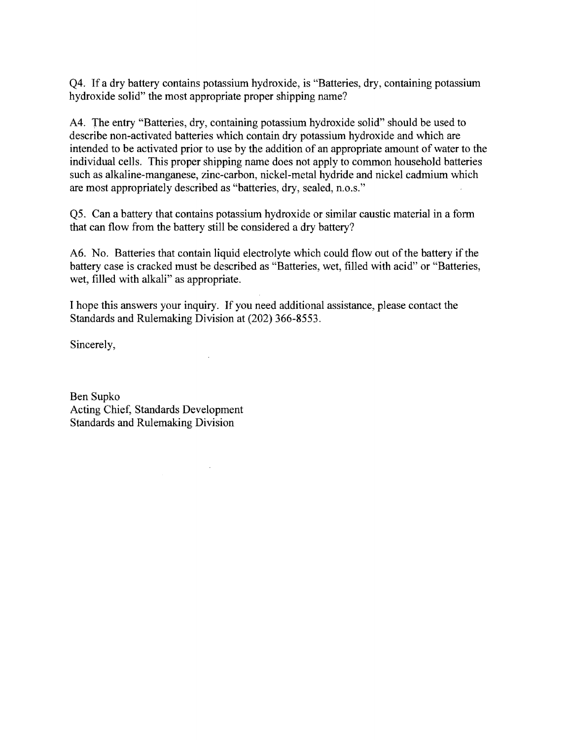Q4. If a dry battery contains potassium hydroxide, is "Batteries, dry, containing potassium hydroxide solid" the most appropriate proper shipping name?

A4. The entry "Batteries, dry, containing potassium hydroxide solid" should be used to describe non-activated batteries which contain dry potassium hydroxide and which are intended to be activated prior to use by the addition of an appropriate amount of water to the individual cells. This proper shipping name does not apply to common household batteries such as alkaline-manganese, zinc-carbon, nickel-metal hydride and nickel cadmium which are most appropriately described as "batteries, dry, sealed, n.o.s."

Q5. Can a battery that contains potassium hydroxide or similar caustic material in a form that can flow from the battery still be considered a dry battery?

A6. No. Batteries that contain liquid electrolyte which could flow out of the battery if the battery case is cracked must be described as "Batteries, wet, filled with acid" or "Batteries, wet, filled with alkali" as appropriate.

I hope this answers your inquiry. If you need additional assistance, please contact the Standards and Rulemaking Division at (202) 366-8553.

Sincerely,

Ben Supko
Acting Chief, Standards Development
Standards and Rulemaking Division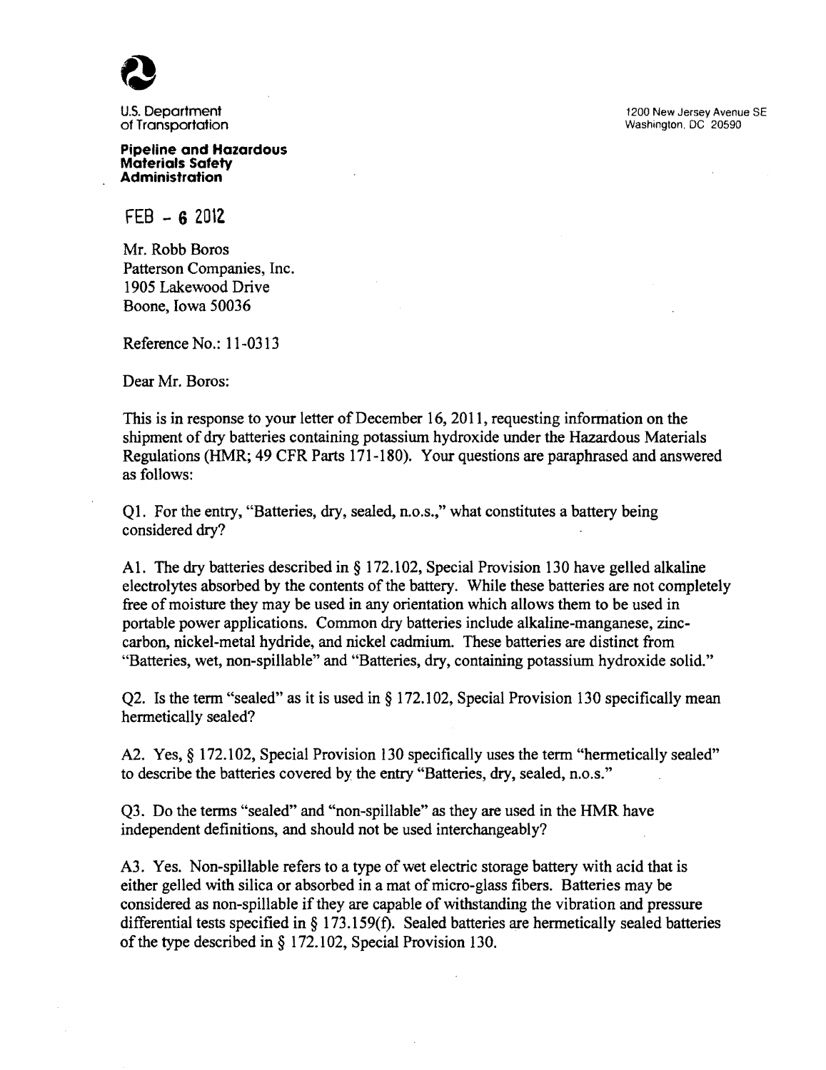U.S. Department of Transportation

**Pipeline and Hazardous Materials Safety Administration**

1200 New Jersey Avenue SE
Washington, DC 20590

FEB - 6 2012

Mr. Robb Boros
Patterson Companies, Inc.
1905 Lakewood Drive
Boone, Iowa 50036

Reference No.: 11-0313

Dear Mr. Boros:

This is in response to your letter of December 16, 2011, requesting information on the shipment of dry batteries containing potassium hydroxide under the Hazardous Materials Regulations (HMR; 49 CFR Parts 171-180). Your questions are paraphrased and answered as follows:

Q1. For the entry, "Batteries, dry, sealed, n.o.s.," what constitutes a battery being considered dry?

A1. The dry batteries described in § 172.102, Special Provision 130 have gelled alkaline electrolytes absorbed by the contents of the battery. While these batteries are not completely free of moisture they may be used in any orientation which allows them to be used in portable power applications. Common dry batteries include alkaline-manganese, zinc-carbon, nickel-metal hydride, and nickel cadmium. These batteries are distinct from "Batteries, wet, non-spillable" and "Batteries, dry, containing potassium hydroxide solid."

Q2. Is the term "sealed" as it is used in § 172.102, Special Provision 130 specifically mean hermetically sealed?

A2. Yes, § 172.102, Special Provision 130 specifically uses the term "hermetically sealed" to describe the batteries covered by the entry "Batteries, dry, sealed, n.o.s."

Q3. Do the terms "sealed" and "non-spillable" as they are used in the HMR have independent definitions, and should not be used interchangeably?

A3. Yes. Non-spillable refers to a type of wet electric storage battery with acid that is either gelled with silica or absorbed in a mat of micro-glass fibers. Batteries may be considered as non-spillable if they are capable of withstanding the vibration and pressure differential tests specified in § 173.159(f). Sealed batteries are hermetically sealed batteries of the type described in § 172.102, Special Provision 130.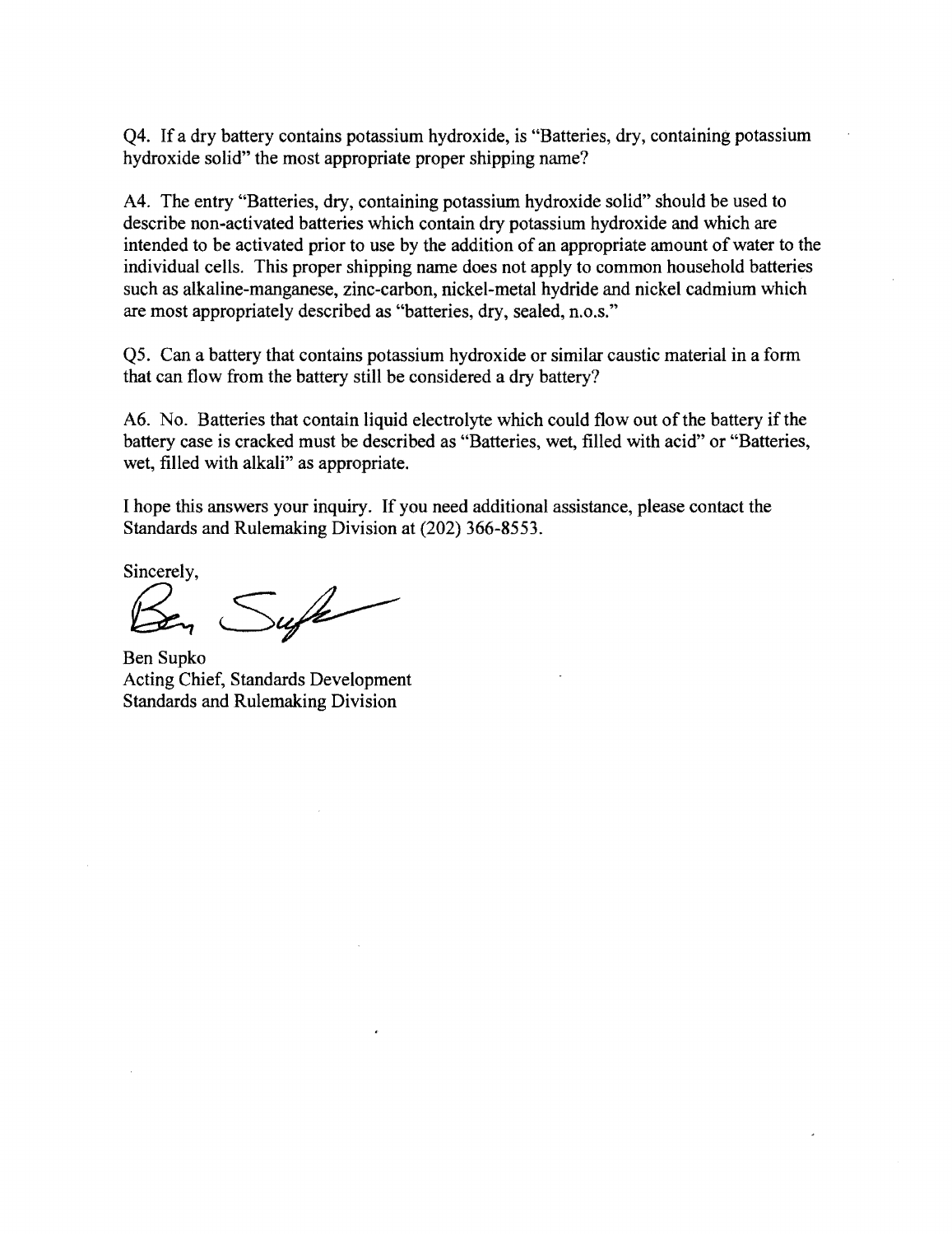Q4. If a dry battery contains potassium hydroxide, is "Batteries, dry, containing potassium hydroxide solid" the most appropriate proper shipping name?

A4. The entry "Batteries, dry, containing potassium hydroxide solid" should be used to describe non-activated batteries which contain dry potassium hydroxide and which are intended to be activated prior to use by the addition of an appropriate amount of water to the individual cells. This proper shipping name does not apply to common household batteries such as alkaline-manganese, zinc-carbon, nickel-metal hydride and nickel cadmium which are most appropriately described as "batteries, dry, sealed, n.o.s."

Q5. Can a battery that contains potassium hydroxide or similar caustic material in a form that can flow from the battery still be considered a dry battery?

A6. No. Batteries that contain liquid electrolyte which could flow out of the battery if the battery case is cracked must be described as "Batteries, wet, filled with acid" or "Batteries, wet, filled with alkali" as appropriate.

I hope this answers your inquiry. If you need additional assistance, please contact the Standards and Rulemaking Division at (202) 366-8553.

Sincerely,

Ben Supko
Acting Chief, Standards Development
Standards and Rulemaking Division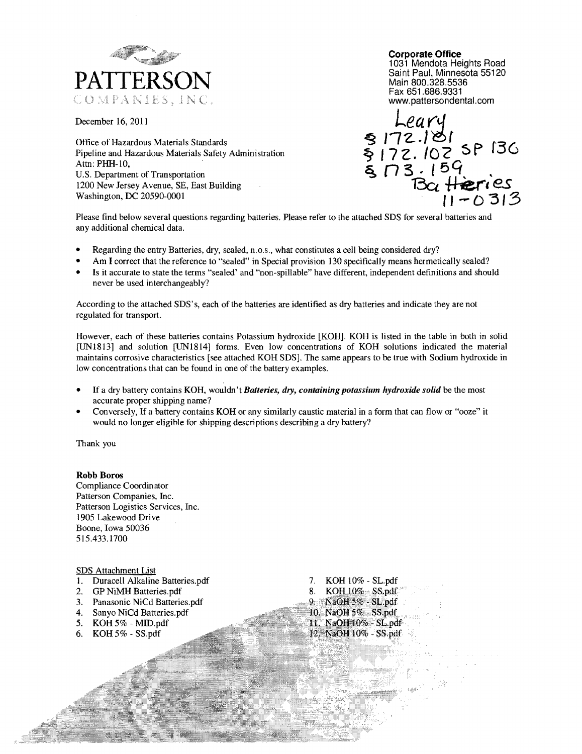# PATTERSON

COMPANIES, INC.

**Corporate Office**
1031 Mendota Heights Road
Saint Paul, Minnesota 55120
Main 800.328.5536
Fax 651.686.9331
www.pattersondental.com

Leary
§ 172.101
§ 172.102 SP 136
§ 173.159
Batteries
11-0313

December 16, 2011

Office of Hazardous Materials Standards
Pipeline and Hazardous Materials Safety Administration
Attn: PHH-10,
U.S. Department of Transportation
1200 New Jersey Avenue, SE, East Building
Washington, DC 20590-0001

Please find below several questions regarding batteries. Please refer to the attached SDS for several batteries and any additional chemical data.

- Regarding the entry Batteries, dry, sealed, n.o.s., what constitutes a cell being considered dry?
- Am I correct that the reference to "sealed" in Special provision 130 specifically means hermetically sealed?
- Is it accurate to state the terms "sealed' and "non-spillable" have different, independent definitions and should never be used interchangeably?

According to the attached SDS's, each of the batteries are identified as dry batteries and indicate they are not regulated for transport.

However, each of these batteries contains Potassium hydroxide [KOH]. KOH is listed in the table in both in solid [UN1813] and solution [UN1814] forms. Even low concentrations of KOH solutions indicated the material maintains corrosive characteristics [see attached KOH SDS]. The same appears to be true with Sodium hydroxide in low concentrations that can be found in one of the battery examples.

- If a dry battery contains KOH, wouldn't ***Batteries, dry, containing potassium hydroxide solid*** be the most accurate proper shipping name?
- Conversely, If a battery contains KOH or any similarly caustic material in a form that can flow or "ooze" it would no longer eligible for shipping descriptions describing a dry battery?

Thank you

**Robb Boros**
Compliance Coordinator
Patterson Companies, Inc.
Patterson Logistics Services, Inc.
1905 Lakewood Drive
Boone, Iowa 50036
515.433.1700

SDS Attachment List

1. Duracell Alkaline Batteries.pdf
2. GP NiMH Batteries.pdf
3. Panasonic NiCd Batteries.pdf
4. Sanyo NiCd Batteries.pdf
5. KOH 5% - MID.pdf
6. KOH 5% - SS.pdf
7. KOH 10% - SL.pdf
8. KOH 10% - SS.pdf
9. NaOH 5% - SL.pdf
10. NaOH 5% - SS.pdf
11. NaOH 10% - SL.pdf
12. NaOH 10% - SS.pdf